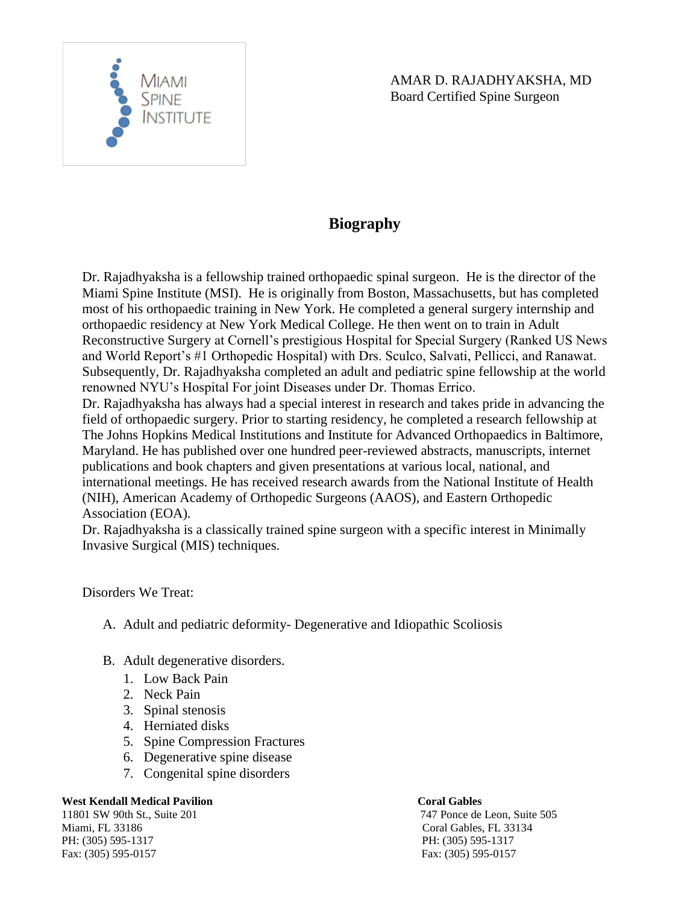MIAMI SPINE INSTITUTE

AMAR D. RAJADHYAKSHA, MD
Board Certified Spine Surgeon

# Biography

Dr. Rajadhyaksha is a fellowship trained orthopaedic spinal surgeon. He is the director of the Miami Spine Institute (MSI). He is originally from Boston, Massachusetts, but has completed most of his orthopaedic training in New York. He completed a general surgery internship and orthopaedic residency at New York Medical College. He then went on to train in Adult Reconstructive Surgery at Cornell's prestigious Hospital for Special Surgery (Ranked US News and World Report's #1 Orthopedic Hospital) with Drs. Sculco, Salvati, Pellicci, and Ranawat. Subsequently, Dr. Rajadhyaksha completed an adult and pediatric spine fellowship at the world renowned NYU's Hospital For joint Diseases under Dr. Thomas Errico.

Dr. Rajadhyaksha has always had a special interest in research and takes pride in advancing the field of orthopaedic surgery. Prior to starting residency, he completed a research fellowship at The Johns Hopkins Medical Institutions and Institute for Advanced Orthopaedics in Baltimore, Maryland. He has published over one hundred peer-reviewed abstracts, manuscripts, internet publications and book chapters and given presentations at various local, national, and international meetings. He has received research awards from the National Institute of Health (NIH), American Academy of Orthopedic Surgeons (AAOS), and Eastern Orthopedic Association (EOA).

Dr. Rajadhyaksha is a classically trained spine surgeon with a specific interest in Minimally Invasive Surgical (MIS) techniques.

Disorders We Treat:

A. Adult and pediatric deformity- Degenerative and Idiopathic Scoliosis

B. Adult degenerative disorders.
   1. Low Back Pain
   2. Neck Pain
   3. Spinal stenosis
   4. Herniated disks
   5. Spine Compression Fractures
   6. Degenerative spine disease
   7. Congenital spine disorders

**West Kendall Medical Pavilion**
11801 SW 90th St., Suite 201
Miami, FL 33186
PH: (305) 595-1317
Fax: (305) 595-0157

**Coral Gables**
747 Ponce de Leon, Suite 505
Coral Gables, FL 33134
PH: (305) 595-1317
Fax: (305) 595-0157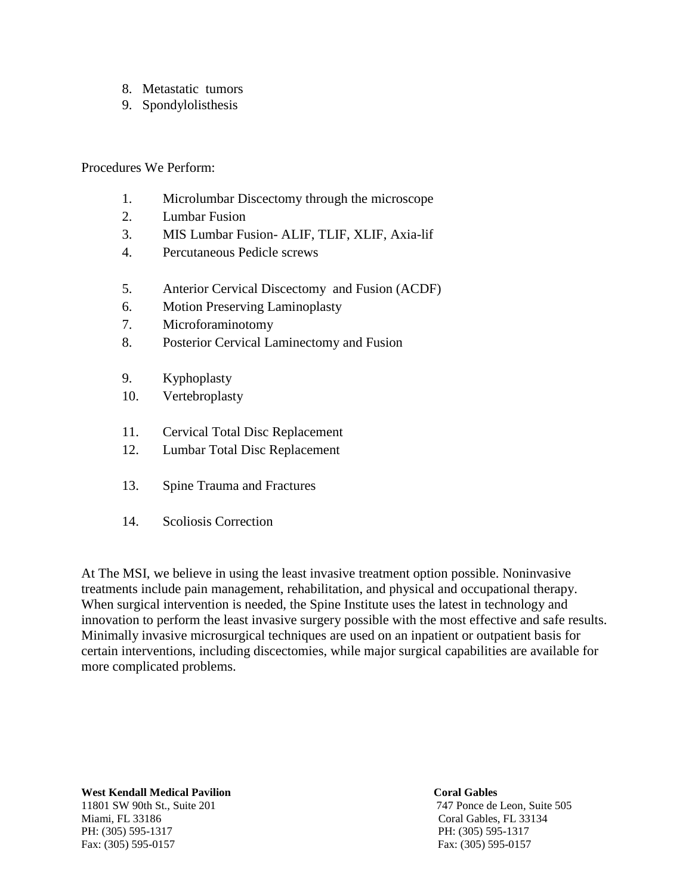8. Metastatic tumors
9. Spondylolisthesis

Procedures We Perform:

1. Microlumbar Discectomy through the microscope
2. Lumbar Fusion
3. MIS Lumbar Fusion- ALIF, TLIF, XLIF, Axia-lif
4. Percutaneous Pedicle screws

5. Anterior Cervical Discectomy and Fusion (ACDF)
6. Motion Preserving Laminoplasty
7. Microforaminotomy
8. Posterior Cervical Laminectomy and Fusion

9. Kyphoplasty
10. Vertebroplasty

11. Cervical Total Disc Replacement
12. Lumbar Total Disc Replacement

13. Spine Trauma and Fractures

14. Scoliosis Correction

At The MSI, we believe in using the least invasive treatment option possible. Noninvasive treatments include pain management, rehabilitation, and physical and occupational therapy. When surgical intervention is needed, the Spine Institute uses the latest in technology and innovation to perform the least invasive surgery possible with the most effective and safe results. Minimally invasive microsurgical techniques are used on an inpatient or outpatient basis for certain interventions, including discectomies, while major surgical capabilities are available for more complicated problems.

**West Kendall Medical Pavilion**
11801 SW 90th St., Suite 201
Miami, FL 33186
PH: (305) 595-1317
Fax: (305) 595-0157

**Coral Gables**
747 Ponce de Leon, Suite 505
Coral Gables, FL 33134
PH: (305) 595-1317
Fax: (305) 595-0157